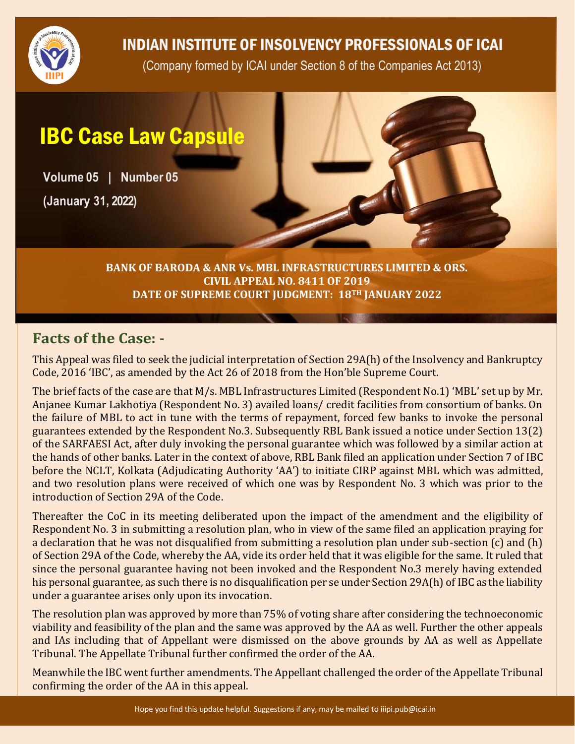# INDIAN INSTITUTE OF INSOLVENCY PROFESSIONALS OF ICAI

(Company formed by ICAI under Section 8 of the Companies Act 2013)

# IBC Case Law Capsule

**Volume 05 | Number 05**

**(January 31, 2022)**

**BANK OF BARODA & ANR Vs. MBL INFRASTRUCTURES LIMITED & ORS.**
**CIVIL APPEAL NO. 8411 OF 2019**
**DATE OF SUPREME COURT JUDGMENT: 18TH JANUARY 2022**

## Facts of the Case: -

This Appeal was filed to seek the judicial interpretation of Section 29A(h) of the Insolvency and Bankruptcy Code, 2016 'IBC', as amended by the Act 26 of 2018 from the Hon'ble Supreme Court.

The brief facts of the case are that M/s. MBL Infrastructures Limited (Respondent No.1) 'MBL' set up by Mr. Anjanee Kumar Lakhotiya (Respondent No. 3) availed loans/ credit facilities from consortium of banks. On the failure of MBL to act in tune with the terms of repayment, forced few banks to invoke the personal guarantees extended by the Respondent No.3. Subsequently RBL Bank issued a notice under Section 13(2) of the SARFAESI Act, after duly invoking the personal guarantee which was followed by a similar action at the hands of other banks. Later in the context of above, RBL Bank filed an application under Section 7 of IBC before the NCLT, Kolkata (Adjudicating Authority 'AA') to initiate CIRP against MBL which was admitted, and two resolution plans were received of which one was by Respondent No. 3 which was prior to the introduction of Section 29A of the Code.

Thereafter the CoC in its meeting deliberated upon the impact of the amendment and the eligibility of Respondent No. 3 in submitting a resolution plan, who in view of the same filed an application praying for a declaration that he was not disqualified from submitting a resolution plan under sub-section (c) and (h) of Section 29A of the Code, whereby the AA, vide its order held that it was eligible for the same. It ruled that since the personal guarantee having not been invoked and the Respondent No.3 merely having extended his personal guarantee, as such there is no disqualification per se under Section 29A(h) of IBC as the liability under a guarantee arises only upon its invocation.

The resolution plan was approved by more than 75% of voting share after considering the technoeconomic viability and feasibility of the plan and the same was approved by the AA as well. Further the other appeals and IAs including that of Appellant were dismissed on the above grounds by AA as well as Appellate Tribunal. The Appellate Tribunal further confirmed the order of the AA.

Meanwhile the IBC went further amendments. The Appellant challenged the order of the Appellate Tribunal confirming the order of the AA in this appeal.

Hope you find this update helpful. Suggestions if any, may be mailed to iiipi.pub@icai.in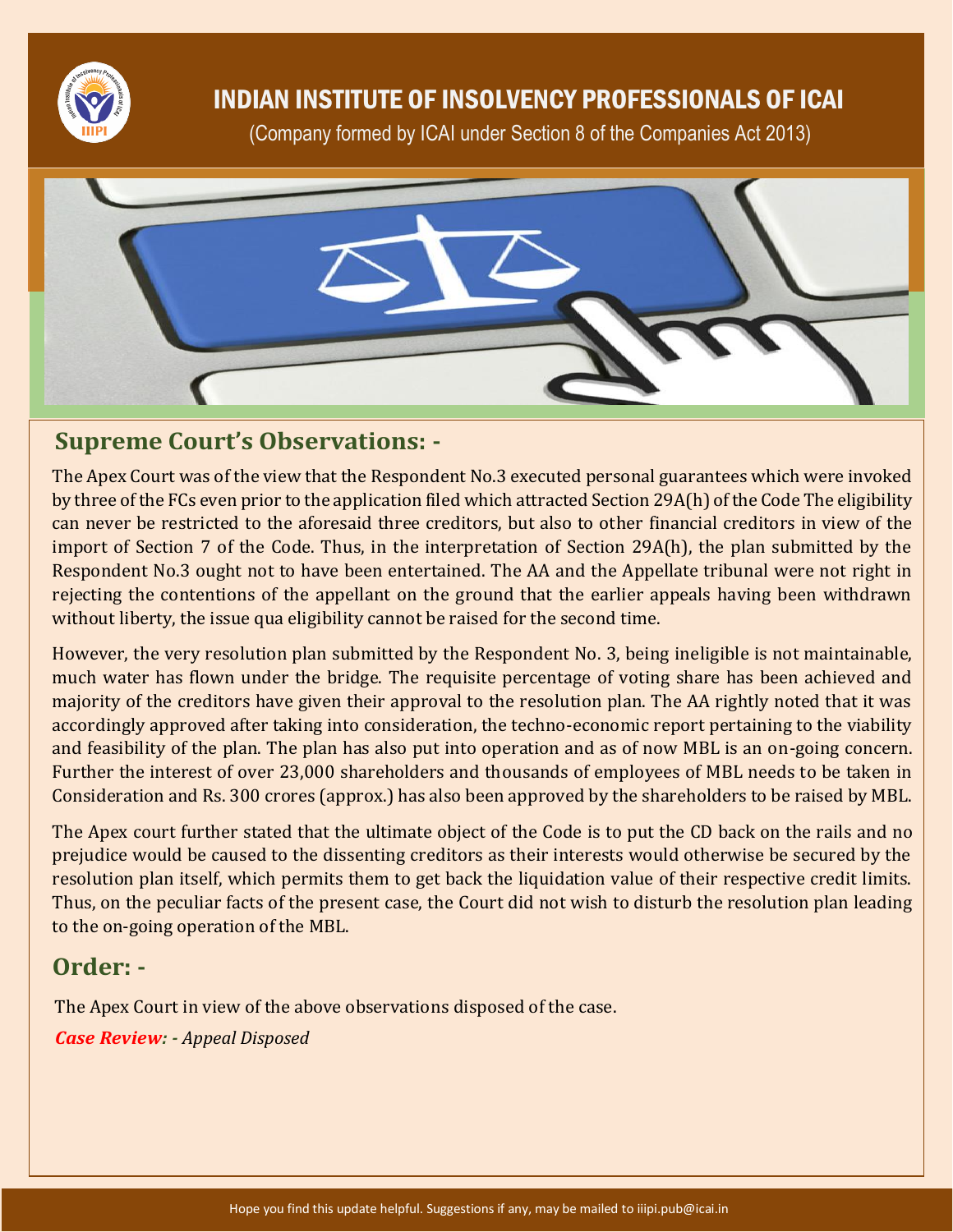# INDIAN INSTITUTE OF INSOLVENCY PROFESSIONALS OF ICAI

(Company formed by ICAI under Section 8 of the Companies Act 2013)

## Supreme Court's Observations: -

The Apex Court was of the view that the Respondent No.3 executed personal guarantees which were invoked by three of the FCs even prior to the application filed which attracted Section 29A(h) of the Code The eligibility can never be restricted to the aforesaid three creditors, but also to other financial creditors in view of the import of Section 7 of the Code. Thus, in the interpretation of Section 29A(h), the plan submitted by the Respondent No.3 ought not to have been entertained. The AA and the Appellate tribunal were not right in rejecting the contentions of the appellant on the ground that the earlier appeals having been withdrawn without liberty, the issue qua eligibility cannot be raised for the second time.

However, the very resolution plan submitted by the Respondent No. 3, being ineligible is not maintainable, much water has flown under the bridge. The requisite percentage of voting share has been achieved and majority of the creditors have given their approval to the resolution plan. The AA rightly noted that it was accordingly approved after taking into consideration, the techno-economic report pertaining to the viability and feasibility of the plan. The plan has also put into operation and as of now MBL is an on-going concern. Further the interest of over 23,000 shareholders and thousands of employees of MBL needs to be taken in Consideration and Rs. 300 crores (approx.) has also been approved by the shareholders to be raised by MBL.

The Apex court further stated that the ultimate object of the Code is to put the CD back on the rails and no prejudice would be caused to the dissenting creditors as their interests would otherwise be secured by the resolution plan itself, which permits them to get back the liquidation value of their respective credit limits. Thus, on the peculiar facts of the present case, the Court did not wish to disturb the resolution plan leading to the on-going operation of the MBL.

## Order: -

The Apex Court in view of the above observations disposed of the case.

***Case Review:*** *- Appeal Disposed*

Hope you find this update helpful. Suggestions if any, may be mailed to iiipi.pub@icai.in